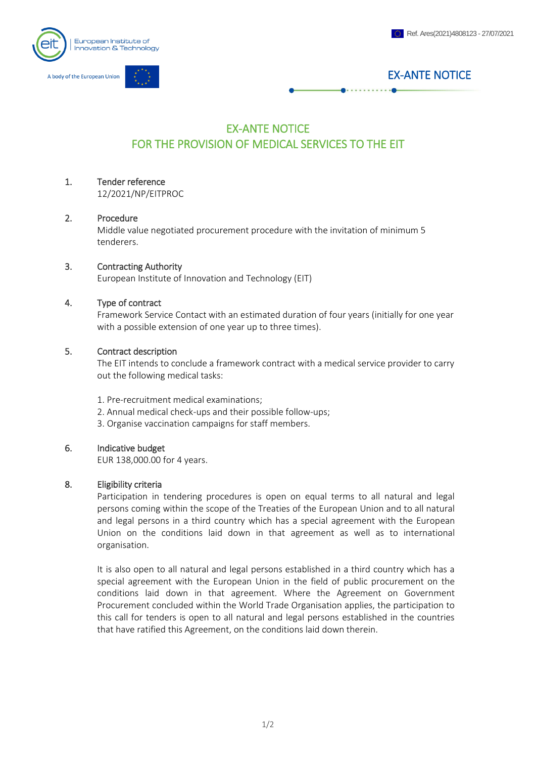Ref. Ares(2021)4808123 - 27/07/2021

# EX-ANTE NOTICE
# FOR THE PROVISION OF MEDICAL SERVICES TO THE EIT

1. **Tender reference**
   12/2021/NP/EITPROC

2. **Procedure**
   Middle value negotiated procurement procedure with the invitation of minimum 5 tenderers.

3. **Contracting Authority**
   European Institute of Innovation and Technology (EIT)

4. **Type of contract**
   Framework Service Contact with an estimated duration of four years (initially for one year with a possible extension of one year up to three times).

5. **Contract description**
   The EIT intends to conclude a framework contract with a medical service provider to carry out the following medical tasks:

   1. Pre-recruitment medical examinations;
   2. Annual medical check-ups and their possible follow-ups;
   3. Organise vaccination campaigns for staff members.

6. **Indicative budget**
   EUR 138,000.00 for 4 years.

8. **Eligibility criteria**
   Participation in tendering procedures is open on equal terms to all natural and legal persons coming within the scope of the Treaties of the European Union and to all natural and legal persons in a third country which has a special agreement with the European Union on the conditions laid down in that agreement as well as to international organisation.

   It is also open to all natural and legal persons established in a third country which has a special agreement with the European Union in the field of public procurement on the conditions laid down in that agreement. Where the Agreement on Government Procurement concluded within the World Trade Organisation applies, the participation to this call for tenders is open to all natural and legal persons established in the countries that have ratified this Agreement, on the conditions laid down therein.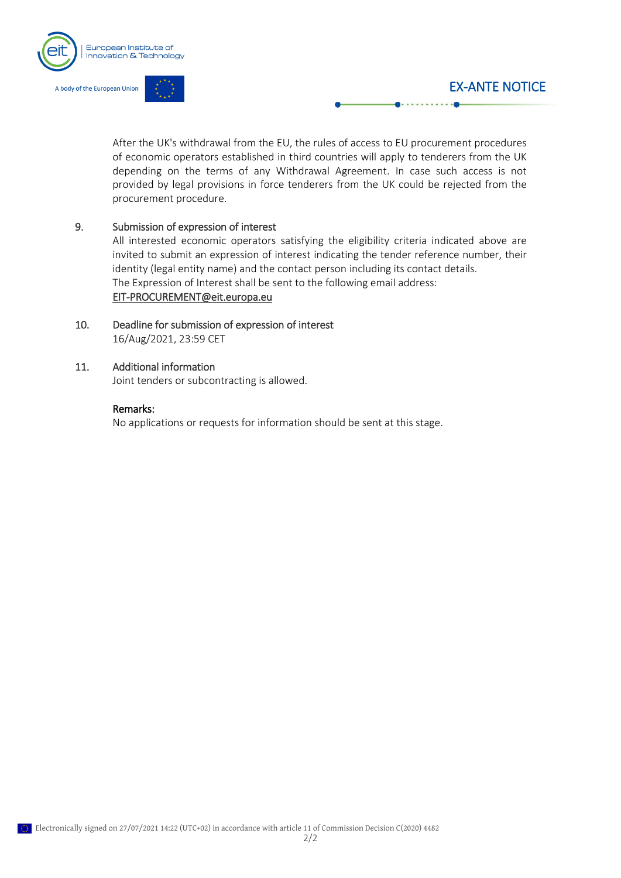After the UK's withdrawal from the EU, the rules of access to EU procurement procedures of economic operators established in third countries will apply to tenderers from the UK depending on the terms of any Withdrawal Agreement. In case such access is not provided by legal provisions in force tenderers from the UK could be rejected from the procurement procedure.

9. **Submission of expression of interest**
   All interested economic operators satisfying the eligibility criteria indicated above are invited to submit an expression of interest indicating the tender reference number, their identity (legal entity name) and the contact person including its contact details.
   The Expression of Interest shall be sent to the following email address:
   EIT-PROCUREMENT@eit.europa.eu

10. **Deadline for submission of expression of interest**
    16/Aug/2021, 23:59 CET

11. **Additional information**
    Joint tenders or subcontracting is allowed.

    **Remarks:**
    No applications or requests for information should be sent at this stage.

Electronically signed on 27/07/2021 14:22 (UTC+02) in accordance with article 11 of Commission Decision C(2020) 4482